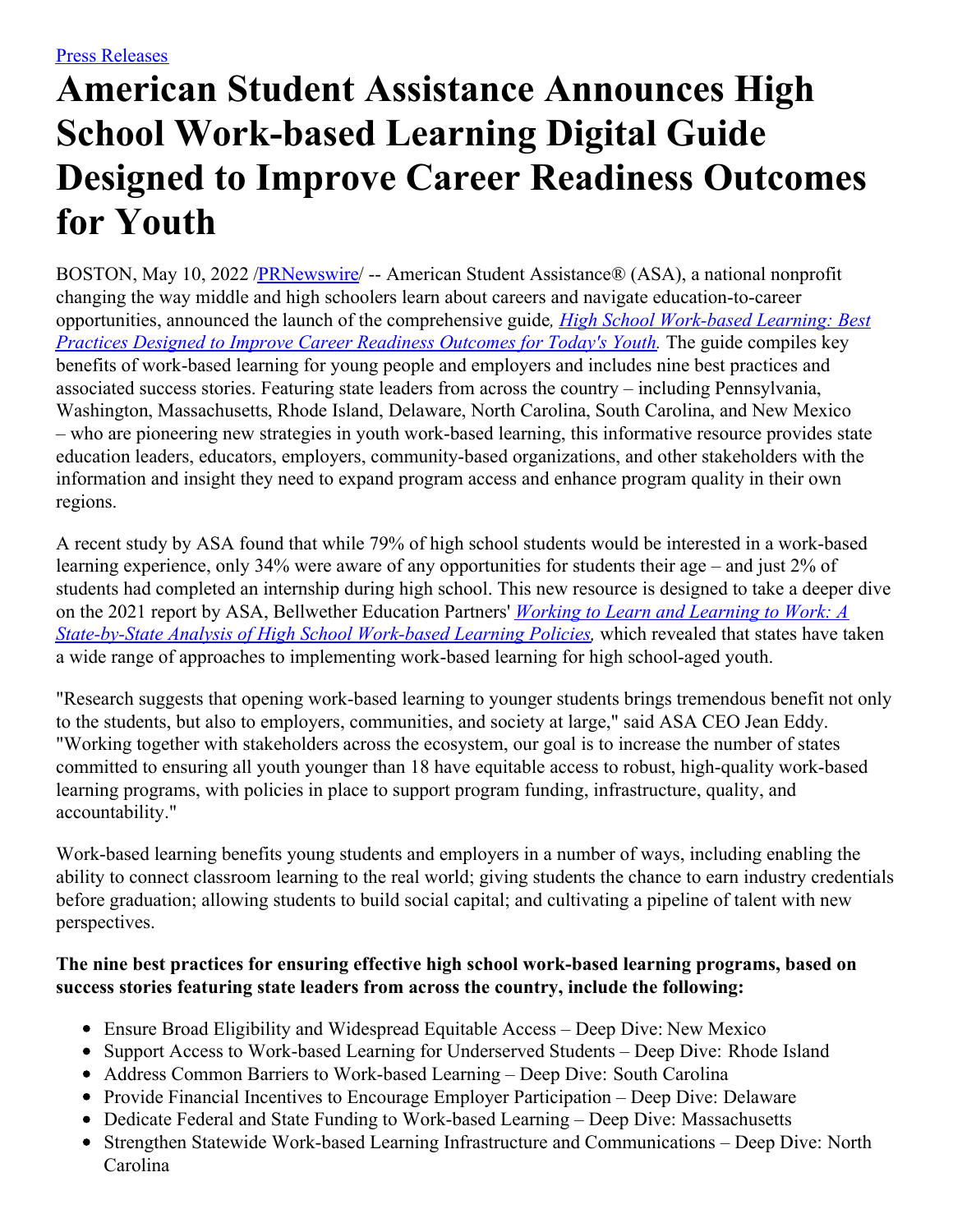[Press Releases](#)

# American Student Assistance Announces High School Work-based Learning Digital Guide Designed to Improve Career Readiness Outcomes for Youth

BOSTON, May 10, 2022 /[PRNewswire](#)/ -- American Student Assistance® (ASA), a national nonprofit changing the way middle and high schoolers learn about careers and navigate education-to-career opportunities, announced the launch of the comprehensive guide*, [High School Work-based Learning: Best Practices Designed to Improve Career Readiness Outcomes for Today's Youth](#).* The guide compiles key benefits of work-based learning for young people and employers and includes nine best practices and associated success stories. Featuring state leaders from across the country – including Pennsylvania, Washington, Massachusetts, Rhode Island, Delaware, North Carolina, South Carolina, and New Mexico – who are pioneering new strategies in youth work-based learning, this informative resource provides state education leaders, educators, employers, community-based organizations, and other stakeholders with the information and insight they need to expand program access and enhance program quality in their own regions.

A recent study by ASA found that while 79% of high school students would be interested in a work-based learning experience, only 34% were aware of any opportunities for students their age – and just 2% of students had completed an internship during high school. This new resource is designed to take a deeper dive on the 2021 report by ASA, Bellwether Education Partners' *[Working to Learn and Learning to Work: A State-by-State Analysis of High School Work-based Learning Policies](#),* which revealed that states have taken a wide range of approaches to implementing work-based learning for high school-aged youth.

"Research suggests that opening work-based learning to younger students brings tremendous benefit not only to the students, but also to employers, communities, and society at large," said ASA CEO Jean Eddy. "Working together with stakeholders across the ecosystem, our goal is to increase the number of states committed to ensuring all youth younger than 18 have equitable access to robust, high-quality work-based learning programs, with policies in place to support program funding, infrastructure, quality, and accountability."

Work-based learning benefits young students and employers in a number of ways, including enabling the ability to connect classroom learning to the real world; giving students the chance to earn industry credentials before graduation; allowing students to build social capital; and cultivating a pipeline of talent with new perspectives.

**The nine best practices for ensuring effective high school work-based learning programs, based on success stories featuring state leaders from across the country, include the following:**

- Ensure Broad Eligibility and Widespread Equitable Access – Deep Dive: New Mexico
- Support Access to Work-based Learning for Underserved Students – Deep Dive: Rhode Island
- Address Common Barriers to Work-based Learning – Deep Dive: South Carolina
- Provide Financial Incentives to Encourage Employer Participation – Deep Dive: Delaware
- Dedicate Federal and State Funding to Work-based Learning – Deep Dive: Massachusetts
- Strengthen Statewide Work-based Learning Infrastructure and Communications – Deep Dive: North Carolina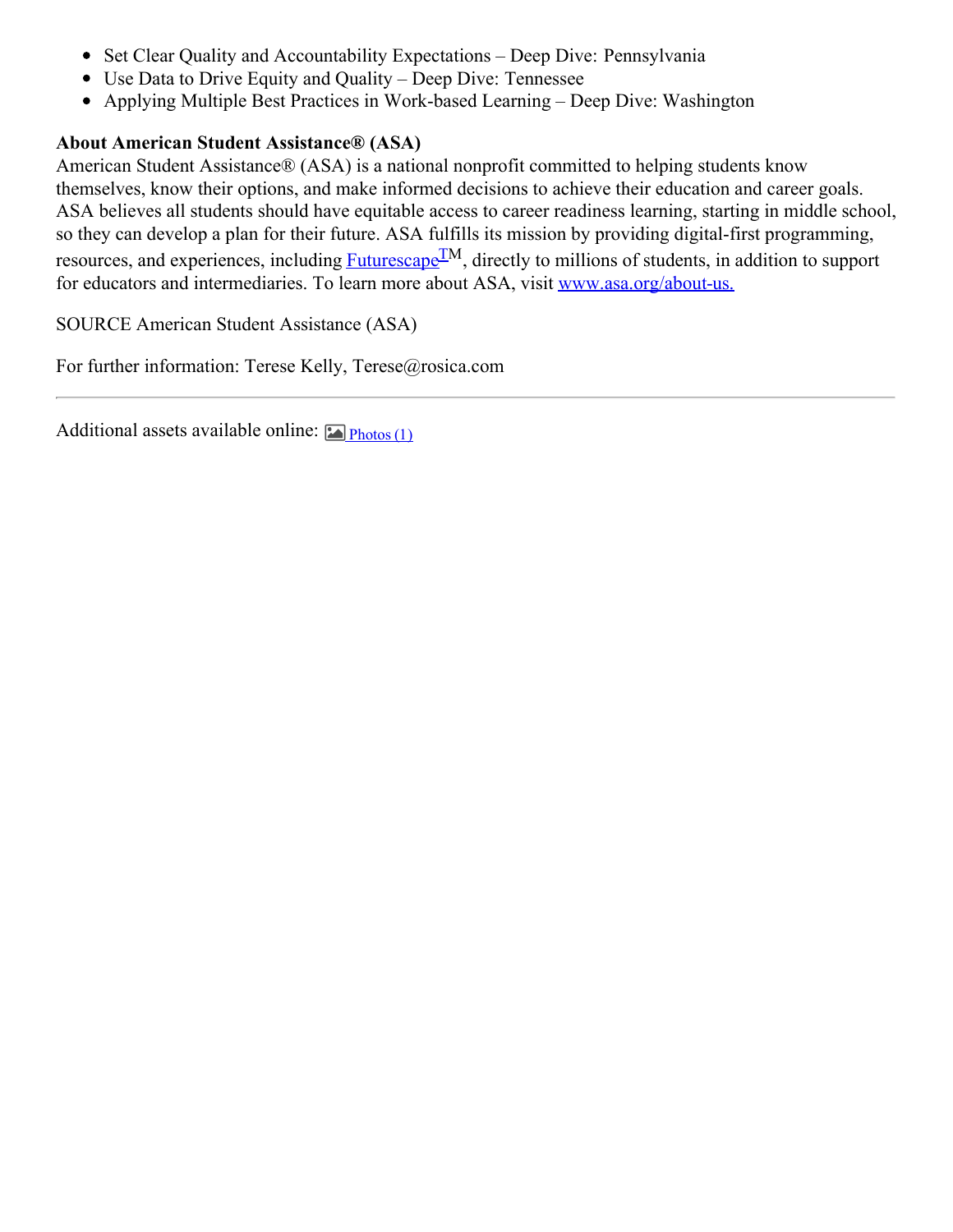- Set Clear Quality and Accountability Expectations – Deep Dive: Pennsylvania
- Use Data to Drive Equity and Quality – Deep Dive: Tennessee
- Applying Multiple Best Practices in Work-based Learning – Deep Dive: Washington

**About American Student Assistance® (ASA)**
American Student Assistance® (ASA) is a national nonprofit committed to helping students know themselves, know their options, and make informed decisions to achieve their education and career goals. ASA believes all students should have equitable access to career readiness learning, starting in middle school, so they can develop a plan for their future. ASA fulfills its mission by providing digital-first programming, resources, and experiences, including Futurescape™, directly to millions of students, in addition to support for educators and intermediaries. To learn more about ASA, visit www.asa.org/about-us.

SOURCE American Student Assistance (ASA)

For further information: Terese Kelly, Terese@rosica.com

---

Additional assets available online: Photos (1)